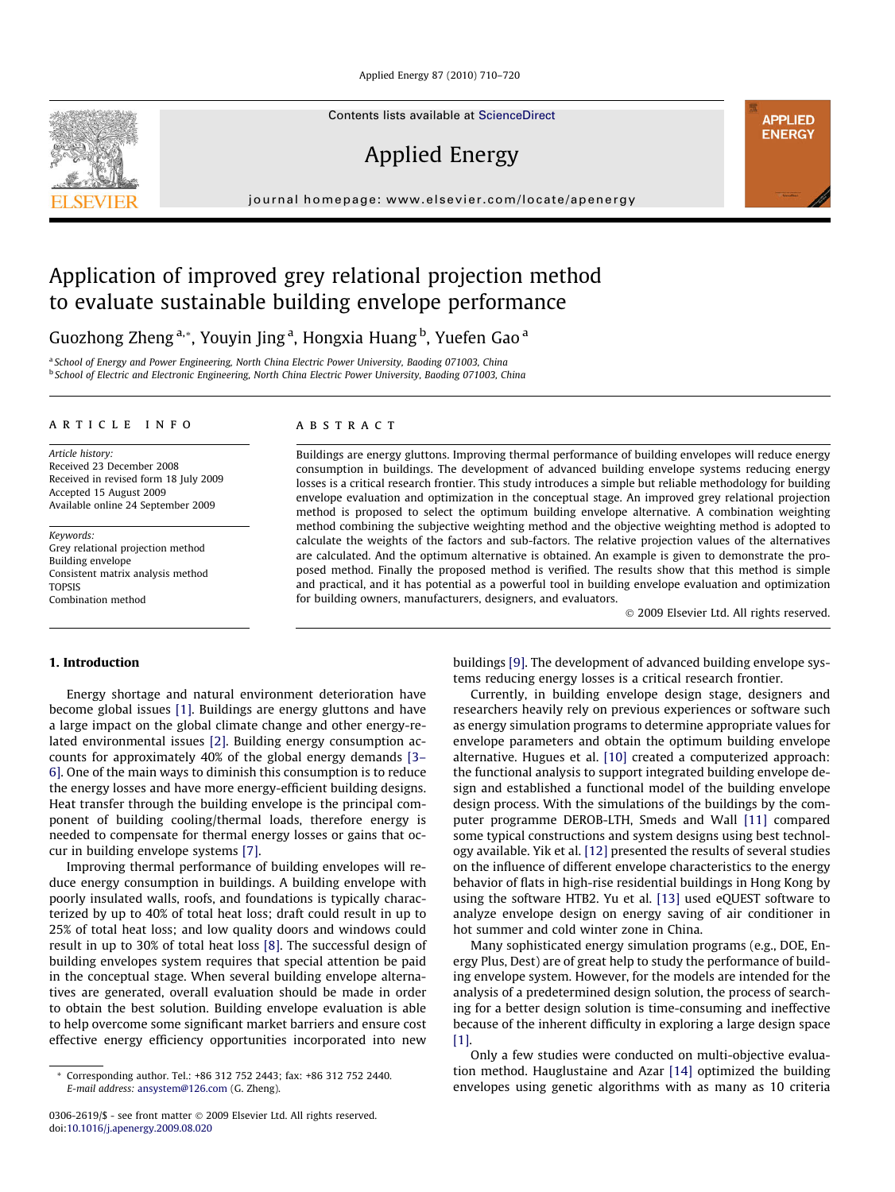# Application of improved grey relational projection method to evaluate sustainable building envelope performance

Guozhong Zheng [a,*], Youyin Jing [a], Hongxia Huang [b], Yuefen Gao [a]

[a] School of Energy and Power Engineering, North China Electric Power University, Baoding 071003, China
[b] School of Electric and Electronic Engineering, North China Electric Power University, Baoding 071003, China

## ARTICLE INFO

*Article history:*
Received 23 December 2008
Received in revised form 18 July 2009
Accepted 15 August 2009
Available online 24 September 2009

*Keywords:*
Grey relational projection method
Building envelope
Consistent matrix analysis method
TOPSIS
Combination method

## ABSTRACT

Buildings are energy gluttons. Improving thermal performance of building envelopes will reduce energy consumption in buildings. The development of advanced building envelope systems reducing energy losses is a critical research frontier. This study introduces a simple but reliable methodology for building envelope evaluation and optimization in the conceptual stage. An improved grey relational projection method is proposed to select the optimum building envelope alternative. A combination weighting method combining the subjective weighting method and the objective weighting method is adopted to calculate the weights of the factors and sub-factors. The relative projection values of the alternatives are calculated. And the optimum alternative is obtained. An example is given to demonstrate the proposed method. Finally the proposed method is verified. The results show that this method is simple and practical, and it has potential as a powerful tool in building envelope evaluation and optimization for building owners, manufacturers, designers, and evaluators.

© 2009 Elsevier Ltd. All rights reserved.

## 1. Introduction

Energy shortage and natural environment deterioration have become global issues [1]. Buildings are energy gluttons and have a large impact on the global climate change and other energy-related environmental issues [2]. Building energy consumption accounts for approximately 40% of the global energy demands [3–6]. One of the main ways to diminish this consumption is to reduce the energy losses and have more energy-efficient building designs. Heat transfer through the building envelope is the principal component of building cooling/thermal loads, therefore energy is needed to compensate for thermal energy losses or gains that occur in building envelope systems [7].

Improving thermal performance of building envelopes will reduce energy consumption in buildings. A building envelope with poorly insulated walls, roofs, and foundations is typically characterized by up to 40% of total heat loss; draft could result in up to 25% of total heat loss; and low quality doors and windows could result in up to 30% of total heat loss [8]. The successful design of building envelopes system requires that special attention be paid in the conceptual stage. When several building envelope alternatives are generated, overall evaluation should be made in order to obtain the best solution. Building envelope evaluation is able to help overcome some significant market barriers and ensure cost effective energy efficiency opportunities incorporated into new buildings [9]. The development of advanced building envelope systems reducing energy losses is a critical research frontier.

Currently, in building envelope design stage, designers and researchers heavily rely on previous experiences or software such as energy simulation programs to determine appropriate values for envelope parameters and obtain the optimum building envelope alternative. Hugues et al. [10] created a computerized approach: the functional analysis to support integrated building envelope design and established a functional model of the building envelope design process. With the simulations of the buildings by the computer programme DEROB-LTH, Smeds and Wall [11] compared some typical constructions and system designs using best technology available. Yik et al. [12] presented the results of several studies on the influence of different envelope characteristics to the energy behavior of flats in high-rise residential buildings in Hong Kong by using the software HTB2. Yu et al. [13] used eQUEST software to analyze envelope design on energy saving of air conditioner in hot summer and cold winter zone in China.

Many sophisticated energy simulation programs (e.g., DOE, Energy Plus, Dest) are of great help to study the performance of building envelope system. However, for the models are intended for the analysis of a predetermined design solution, the process of searching for a better design solution is time-consuming and ineffective because of the inherent difficulty in exploring a large design space [1].

Only a few studies were conducted on multi-objective evaluation method. Hauglustaine and Azar [14] optimized the building envelopes using genetic algorithms with as many as 10 criteria

* Corresponding author. Tel.: +86 312 752 2443; fax: +86 312 752 2440.
E-mail address: ansystem@126.com (G. Zheng).

0306-2619/$ - see front matter © 2009 Elsevier Ltd. All rights reserved.
doi:10.1016/j.apenergy.2009.08.020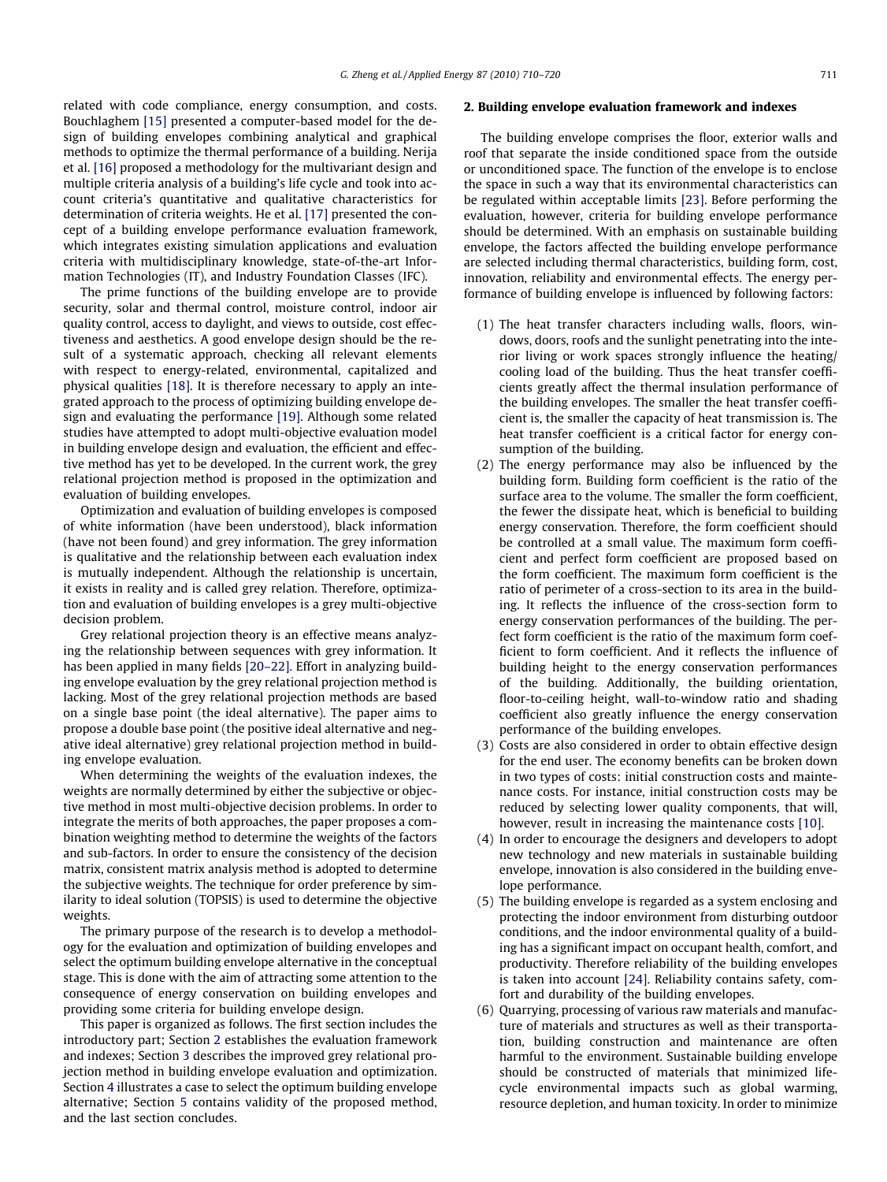related with code compliance, energy consumption, and costs. Bouchlaghem [15] presented a computer-based model for the design of building envelopes combining analytical and graphical methods to optimize the thermal performance of a building. Nerija et al. [16] proposed a methodology for the multivariant design and multiple criteria analysis of a building's life cycle and took into account criteria's quantitative and qualitative characteristics for determination of criteria weights. He et al. [17] presented the concept of a building envelope performance evaluation framework, which integrates existing simulation applications and evaluation criteria with multidisciplinary knowledge, state-of-the-art Information Technologies (IT), and Industry Foundation Classes (IFC).

The prime functions of the building envelope are to provide security, solar and thermal control, moisture control, indoor air quality control, access to daylight, and views to outside, cost effectiveness and aesthetics. A good envelope design should be the result of a systematic approach, checking all relevant elements with respect to energy-related, environmental, capitalized and physical qualities [18]. It is therefore necessary to apply an integrated approach to the process of optimizing building envelope design and evaluating the performance [19]. Although some related studies have attempted to adopt multi-objective evaluation model in building envelope design and evaluation, the efficient and effective method has yet to be developed. In the current work, the grey relational projection method is proposed in the optimization and evaluation of building envelopes.

Optimization and evaluation of building envelopes is composed of white information (have been understood), black information (have not been found) and grey information. The grey information is qualitative and the relationship between each evaluation index is mutually independent. Although the relationship is uncertain, it exists in reality and is called grey relation. Therefore, optimization and evaluation of building envelopes is a grey multi-objective decision problem.

Grey relational projection theory is an effective means analyzing the relationship between sequences with grey information. It has been applied in many fields [20–22]. Effort in analyzing building envelope evaluation by the grey relational projection method is lacking. Most of the grey relational projection methods are based on a single base point (the ideal alternative). The paper aims to propose a double base point (the positive ideal alternative and negative ideal alternative) grey relational projection method in building envelope evaluation.

When determining the weights of the evaluation indexes, the weights are normally determined by either the subjective or objective method in most multi-objective decision problems. In order to integrate the merits of both approaches, the paper proposes a combination weighting method to determine the weights of the factors and sub-factors. In order to ensure the consistency of the decision matrix, consistent matrix analysis method is adopted to determine the subjective weights. The technique for order preference by similarity to ideal solution (TOPSIS) is used to determine the objective weights.

The primary purpose of the research is to develop a methodology for the evaluation and optimization of building envelopes and select the optimum building envelope alternative in the conceptual stage. This is done with the aim of attracting some attention to the consequence of energy conservation on building envelopes and providing some criteria for building envelope design.

This paper is organized as follows. The first section includes the introductory part; Section 2 establishes the evaluation framework and indexes; Section 3 describes the improved grey relational projection method in building envelope evaluation and optimization. Section 4 illustrates a case to select the optimum building envelope alternative; Section 5 contains validity of the proposed method, and the last section concludes.

## 2. Building envelope evaluation framework and indexes

The building envelope comprises the floor, exterior walls and roof that separate the inside conditioned space from the outside or unconditioned space. The function of the envelope is to enclose the space in such a way that its environmental characteristics can be regulated within acceptable limits [23]. Before performing the evaluation, however, criteria for building envelope performance should be determined. With an emphasis on sustainable building envelope, the factors affected the building envelope performance are selected including thermal characteristics, building form, cost, innovation, reliability and environmental effects. The energy performance of building envelope is influenced by following factors:

(1) The heat transfer characters including walls, floors, windows, doors, roofs and the sunlight penetrating into the interior living or work spaces strongly influence the heating/cooling load of the building. Thus the heat transfer coefficients greatly affect the thermal insulation performance of the building envelopes. The smaller the heat transfer coefficient is, the smaller the capacity of heat transmission is. The heat transfer coefficient is a critical factor for energy consumption of the building.
(2) The energy performance may also be influenced by the building form. Building form coefficient is the ratio of the surface area to the volume. The smaller the form coefficient, the fewer the dissipate heat, which is beneficial to building energy conservation. Therefore, the form coefficient should be controlled at a small value. The maximum form coefficient and perfect form coefficient are proposed based on the form coefficient. The maximum form coefficient is the ratio of perimeter of a cross-section to its area in the building. It reflects the influence of the cross-section form to energy conservation performances of the building. The perfect form coefficient is the ratio of the maximum form coefficient to form coefficient. And it reflects the influence of building height to the energy conservation performances of the building. Additionally, the building orientation, floor-to-ceiling height, wall-to-window ratio and shading coefficient also greatly influence the energy conservation performance of the building envelopes.
(3) Costs are also considered in order to obtain effective design for the end user. The economy benefits can be broken down in two types of costs: initial construction costs and maintenance costs. For instance, initial construction costs may be reduced by selecting lower quality components, that will, however, result in increasing the maintenance costs [10].
(4) In order to encourage the designers and developers to adopt new technology and new materials in sustainable building envelope, innovation is also considered in the building envelope performance.
(5) The building envelope is regarded as a system enclosing and protecting the indoor environment from disturbing outdoor conditions, and the indoor environmental quality of a building has a significant impact on occupant health, comfort, and productivity. Therefore reliability of the building envelopes is taken into account [24]. Reliability contains safety, comfort and durability of the building envelopes.
(6) Quarrying, processing of various raw materials and manufacture of materials and structures as well as their transportation, building construction and maintenance are often harmful to the environment. Sustainable building envelope should be constructed of materials that minimized life-cycle environmental impacts such as global warming, resource depletion, and human toxicity. In order to minimize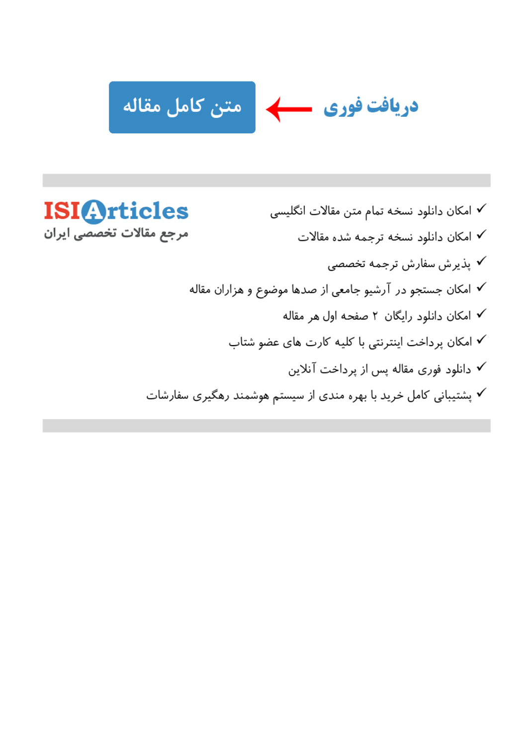دریافت فوری ← متن کامل مقاله

**ISIArticles**
مرجع مقالات تخصصی ایران

- ✓ امکان دانلود نسخه تمام متن مقالات انگلیسی
- ✓ امکان دانلود نسخه ترجمه شده مقالات
- ✓ پذیرش سفارش ترجمه تخصصی
- ✓ امکان جستجو در آرشیو جامعی از صدها موضوع و هزاران مقاله
- ✓ امکان دانلود رایگان ۲ صفحه اول هر مقاله
- ✓ امکان پرداخت اینترنتی با کلیه کارت های عضو شتاب
- ✓ دانلود فوری مقاله پس از پرداخت آنلاین
- ✓ پشتیبانی کامل خرید با بهره مندی از سیستم هوشمند رهگیری سفارشات